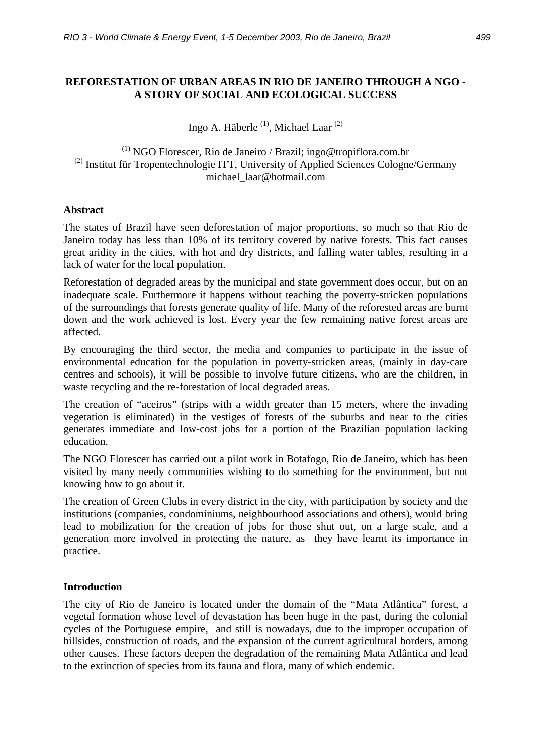# REFORESTATION OF URBAN AREAS IN RIO DE JANEIRO THROUGH A NGO - A STORY OF SOCIAL AND ECOLOGICAL SUCCESS

Ingo A. Häberle [1], Michael Laar [2]

[1] NGO Florescer, Rio de Janeiro / Brazil; ingo@tropiflora.com.br
[2] Institut für Tropentechnologie ITT, University of Applied Sciences Cologne/Germany michael_laar@hotmail.com

## Abstract

The states of Brazil have seen deforestation of major proportions, so much so that Rio de Janeiro today has less than 10% of its territory covered by native forests. This fact causes great aridity in the cities, with hot and dry districts, and falling water tables, resulting in a lack of water for the local population.

Reforestation of degraded areas by the municipal and state government does occur, but on an inadequate scale. Furthermore it happens without teaching the poverty-stricken populations of the surroundings that forests generate quality of life. Many of the reforested areas are burnt down and the work achieved is lost. Every year the few remaining native forest areas are affected.

By encouraging the third sector, the media and companies to participate in the issue of environmental education for the population in poverty-stricken areas, (mainly in day-care centres and schools), it will be possible to involve future citizens, who are the children, in waste recycling and the re-forestation of local degraded areas.

The creation of "aceiros" (strips with a width greater than 15 meters, where the invading vegetation is eliminated) in the vestiges of forests of the suburbs and near to the cities generates immediate and low-cost jobs for a portion of the Brazilian population lacking education.

The NGO Florescer has carried out a pilot work in Botafogo, Rio de Janeiro, which has been visited by many needy communities wishing to do something for the environment, but not knowing how to go about it.

The creation of Green Clubs in every district in the city, with participation by society and the institutions (companies, condominiums, neighbourhood associations and others), would bring lead to mobilization for the creation of jobs for those shut out, on a large scale, and a generation more involved in protecting the nature, as they have learnt its importance in practice.

## Introduction

The city of Rio de Janeiro is located under the domain of the "Mata Atlântica" forest, a vegetal formation whose level of devastation has been huge in the past, during the colonial cycles of the Portuguese empire, and still is nowadays, due to the improper occupation of hillsides, construction of roads, and the expansion of the current agricultural borders, among other causes. These factors deepen the degradation of the remaining Mata Atlântica and lead to the extinction of species from its fauna and flora, many of which endemic.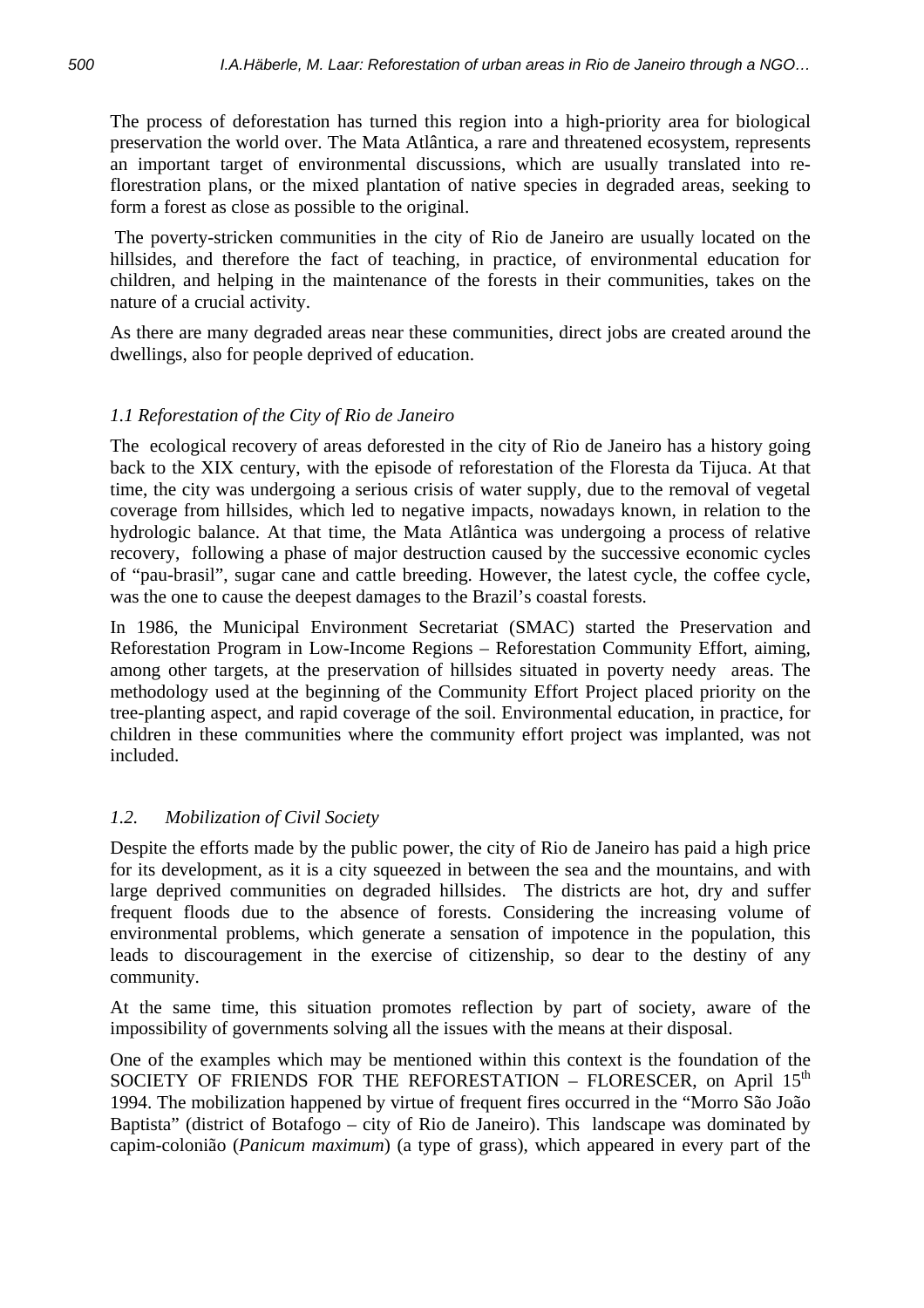The process of deforestation has turned this region into a high-priority area for biological preservation the world over. The Mata Atlântica, a rare and threatened ecosystem, represents an important target of environmental discussions, which are usually translated into re-florestration plans, or the mixed plantation of native species in degraded areas, seeking to form a forest as close as possible to the original.

The poverty-stricken communities in the city of Rio de Janeiro are usually located on the hillsides, and therefore the fact of teaching, in practice, of environmental education for children, and helping in the maintenance of the forests in their communities, takes on the nature of a crucial activity.

As there are many degraded areas near these communities, direct jobs are created around the dwellings, also for people deprived of education.

### *1.1 Reforestation of the City of Rio de Janeiro*

The ecological recovery of areas deforested in the city of Rio de Janeiro has a history going back to the XIX century, with the episode of reforestation of the Floresta da Tijuca. At that time, the city was undergoing a serious crisis of water supply, due to the removal of vegetal coverage from hillsides, which led to negative impacts, nowadays known, in relation to the hydrologic balance. At that time, the Mata Atlântica was undergoing a process of relative recovery, following a phase of major destruction caused by the successive economic cycles of "pau-brasil", sugar cane and cattle breeding. However, the latest cycle, the coffee cycle, was the one to cause the deepest damages to the Brazil's coastal forests.

In 1986, the Municipal Environment Secretariat (SMAC) started the Preservation and Reforestation Program in Low-Income Regions – Reforestation Community Effort, aiming, among other targets, at the preservation of hillsides situated in poverty needy areas. The methodology used at the beginning of the Community Effort Project placed priority on the tree-planting aspect, and rapid coverage of the soil. Environmental education, in practice, for children in these communities where the community effort project was implanted, was not included.

### *1.2. Mobilization of Civil Society*

Despite the efforts made by the public power, the city of Rio de Janeiro has paid a high price for its development, as it is a city squeezed in between the sea and the mountains, and with large deprived communities on degraded hillsides. The districts are hot, dry and suffer frequent floods due to the absence of forests. Considering the increasing volume of environmental problems, which generate a sensation of impotence in the population, this leads to discouragement in the exercise of citizenship, so dear to the destiny of any community.

At the same time, this situation promotes reflection by part of society, aware of the impossibility of governments solving all the issues with the means at their disposal.

One of the examples which may be mentioned within this context is the foundation of the SOCIETY OF FRIENDS FOR THE REFORESTATION – FLORESCER, on April 15th 1994. The mobilization happened by virtue of frequent fires occurred in the "Morro São João Baptista" (district of Botafogo – city of Rio de Janeiro). This landscape was dominated by capim-colonião (*Panicum maximum*) (a type of grass), which appeared in every part of the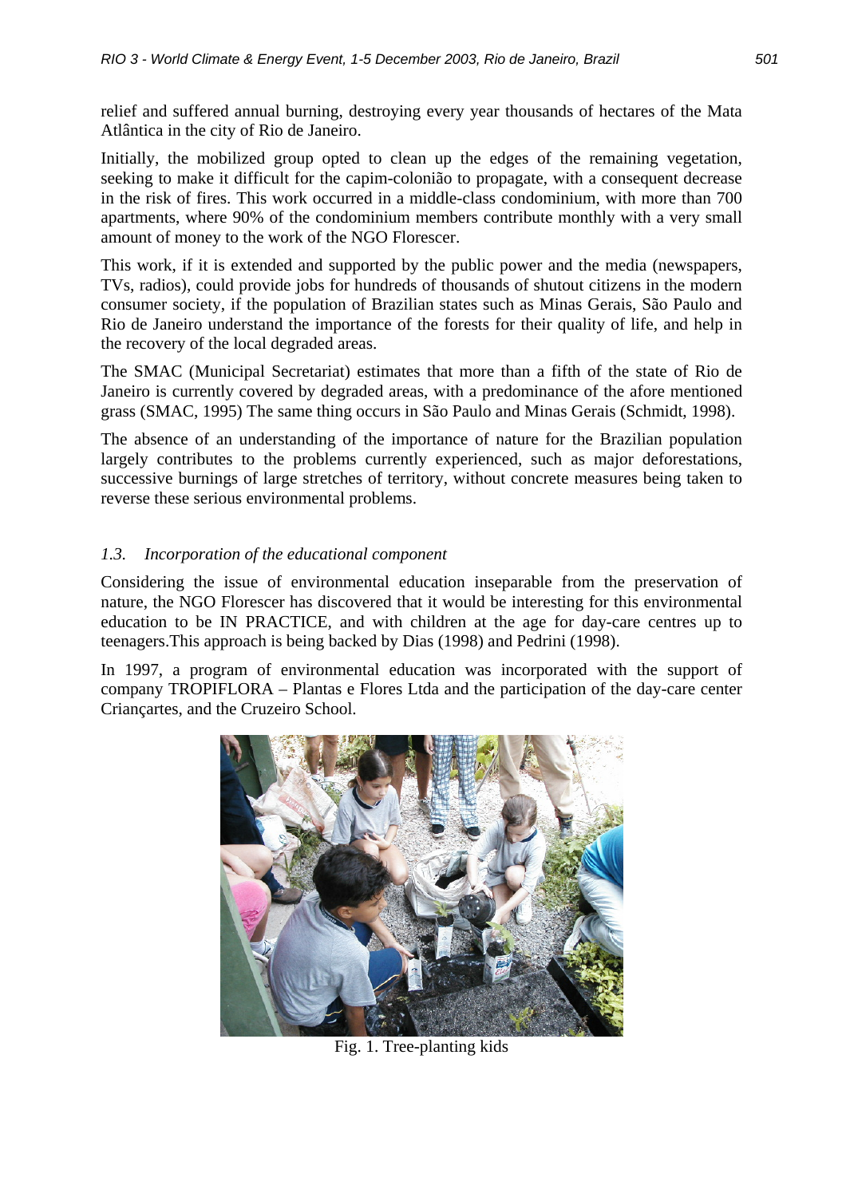relief and suffered annual burning, destroying every year thousands of hectares of the Mata Atlântica in the city of Rio de Janeiro.

Initially, the mobilized group opted to clean up the edges of the remaining vegetation, seeking to make it difficult for the capim-colonião to propagate, with a consequent decrease in the risk of fires. This work occurred in a middle-class condominium, with more than 700 apartments, where 90% of the condominium members contribute monthly with a very small amount of money to the work of the NGO Florescer.

This work, if it is extended and supported by the public power and the media (newspapers, TVs, radios), could provide jobs for hundreds of thousands of shutout citizens in the modern consumer society, if the population of Brazilian states such as Minas Gerais, São Paulo and Rio de Janeiro understand the importance of the forests for their quality of life, and help in the recovery of the local degraded areas.

The SMAC (Municipal Secretariat) estimates that more than a fifth of the state of Rio de Janeiro is currently covered by degraded areas, with a predominance of the afore mentioned grass (SMAC, 1995) The same thing occurs in São Paulo and Minas Gerais (Schmidt, 1998).

The absence of an understanding of the importance of nature for the Brazilian population largely contributes to the problems currently experienced, such as major deforestations, successive burnings of large stretches of territory, without concrete measures being taken to reverse these serious environmental problems.

### *1.3. Incorporation of the educational component*

Considering the issue of environmental education inseparable from the preservation of nature, the NGO Florescer has discovered that it would be interesting for this environmental education to be IN PRACTICE, and with children at the age for day-care centres up to teenagers.This approach is being backed by Dias (1998) and Pedrini (1998).

In 1997, a program of environmental education was incorporated with the support of company TROPIFLORA – Plantas e Flores Ltda and the participation of the day-care center Criançartes, and the Cruzeiro School.

Fig. 1. Tree-planting kids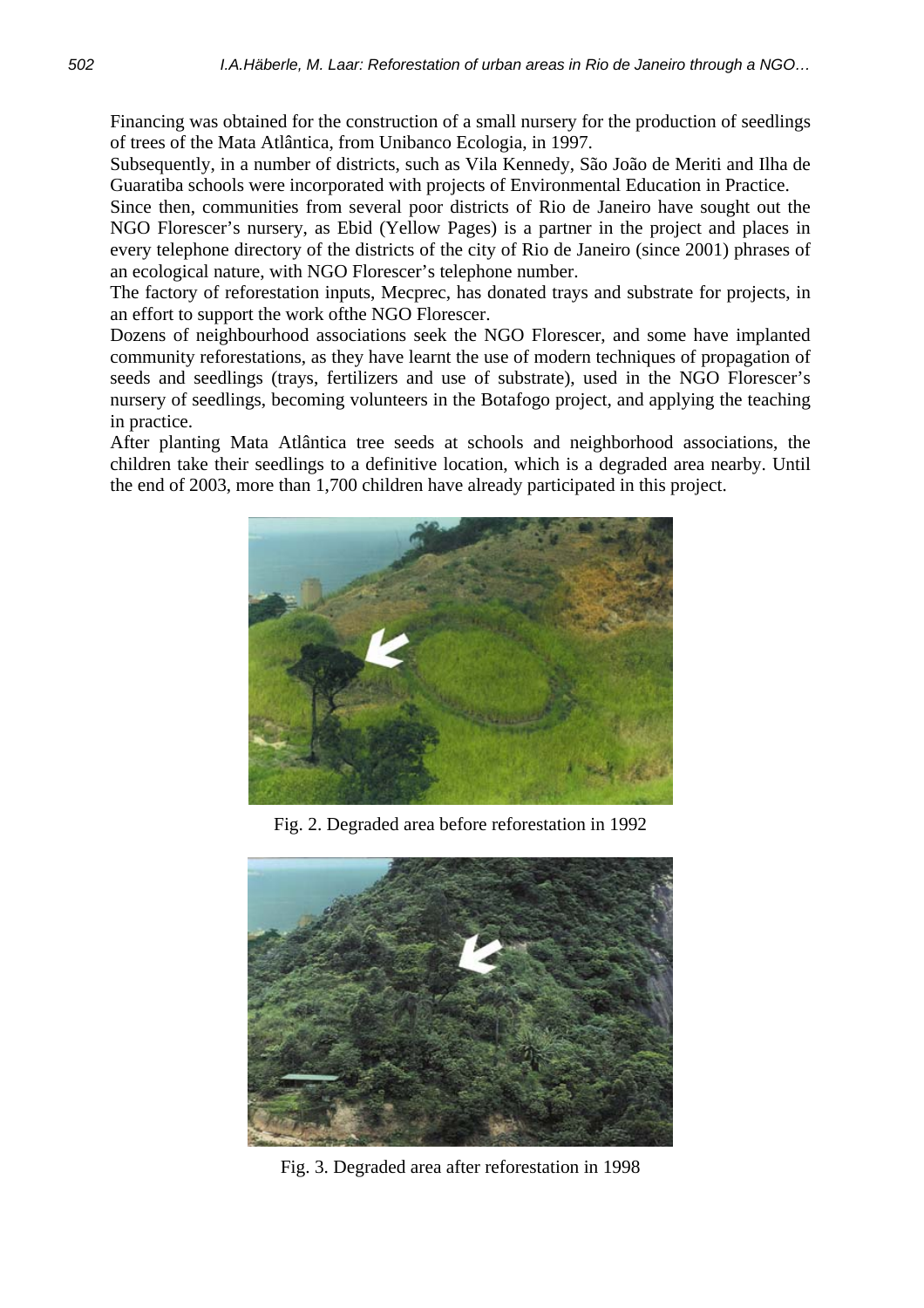Financing was obtained for the construction of a small nursery for the production of seedlings of trees of the Mata Atlântica, from Unibanco Ecologia, in 1997.

Subsequently, in a number of districts, such as Vila Kennedy, São João de Meriti and Ilha de Guaratiba schools were incorporated with projects of Environmental Education in Practice.

Since then, communities from several poor districts of Rio de Janeiro have sought out the NGO Florescer's nursery, as Ebid (Yellow Pages) is a partner in the project and places in every telephone directory of the districts of the city of Rio de Janeiro (since 2001) phrases of an ecological nature, with NGO Florescer's telephone number.

The factory of reforestation inputs, Mecprec, has donated trays and substrate for projects, in an effort to support the work ofthe NGO Florescer.

Dozens of neighbourhood associations seek the NGO Florescer, and some have implanted community reforestations, as they have learnt the use of modern techniques of propagation of seeds and seedlings (trays, fertilizers and use of substrate), used in the NGO Florescer's nursery of seedlings, becoming volunteers in the Botafogo project, and applying the teaching in practice.

After planting Mata Atlântica tree seeds at schools and neighborhood associations, the children take their seedlings to a definitive location, which is a degraded area nearby. Until the end of 2003, more than 1,700 children have already participated in this project.

Fig. 2. Degraded area before reforestation in 1992

Fig. 3. Degraded area after reforestation in 1998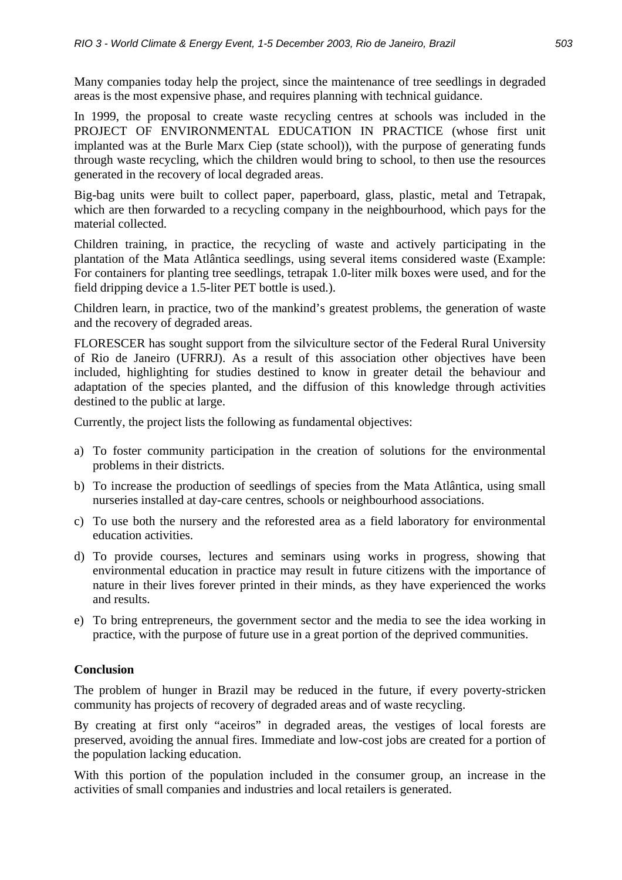Many companies today help the project, since the maintenance of tree seedlings in degraded areas is the most expensive phase, and requires planning with technical guidance.

In 1999, the proposal to create waste recycling centres at schools was included in the PROJECT OF ENVIRONMENTAL EDUCATION IN PRACTICE (whose first unit implanted was at the Burle Marx Ciep (state school)), with the purpose of generating funds through waste recycling, which the children would bring to school, to then use the resources generated in the recovery of local degraded areas.

Big-bag units were built to collect paper, paperboard, glass, plastic, metal and Tetrapak, which are then forwarded to a recycling company in the neighbourhood, which pays for the material collected.

Children training, in practice, the recycling of waste and actively participating in the plantation of the Mata Atlântica seedlings, using several items considered waste (Example: For containers for planting tree seedlings, tetrapak 1.0-liter milk boxes were used, and for the field dripping device a 1.5-liter PET bottle is used.).

Children learn, in practice, two of the mankind's greatest problems, the generation of waste and the recovery of degraded areas.

FLORESCER has sought support from the silviculture sector of the Federal Rural University of Rio de Janeiro (UFRRJ). As a result of this association other objectives have been included, highlighting for studies destined to know in greater detail the behaviour and adaptation of the species planted, and the diffusion of this knowledge through activities destined to the public at large.

Currently, the project lists the following as fundamental objectives:

a) To foster community participation in the creation of solutions for the environmental problems in their districts.
b) To increase the production of seedlings of species from the Mata Atlântica, using small nurseries installed at day-care centres, schools or neighbourhood associations.
c) To use both the nursery and the reforested area as a field laboratory for environmental education activities.
d) To provide courses, lectures and seminars using works in progress, showing that environmental education in practice may result in future citizens with the importance of nature in their lives forever printed in their minds, as they have experienced the works and results.
e) To bring entrepreneurs, the government sector and the media to see the idea working in practice, with the purpose of future use in a great portion of the deprived communities.

**Conclusion**

The problem of hunger in Brazil may be reduced in the future, if every poverty-stricken community has projects of recovery of degraded areas and of waste recycling.

By creating at first only "aceiros" in degraded areas, the vestiges of local forests are preserved, avoiding the annual fires. Immediate and low-cost jobs are created for a portion of the population lacking education.

With this portion of the population included in the consumer group, an increase in the activities of small companies and industries and local retailers is generated.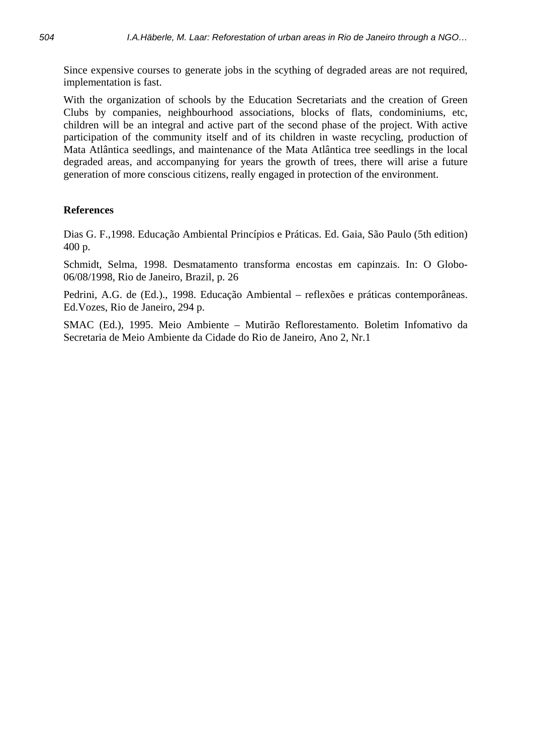Since expensive courses to generate jobs in the scything of degraded areas are not required, implementation is fast.

With the organization of schools by the Education Secretariats and the creation of Green Clubs by companies, neighbourhood associations, blocks of flats, condominiums, etc, children will be an integral and active part of the second phase of the project. With active participation of the community itself and of its children in waste recycling, production of Mata Atlântica seedlings, and maintenance of the Mata Atlântica tree seedlings in the local degraded areas, and accompanying for years the growth of trees, there will arise a future generation of more conscious citizens, really engaged in protection of the environment.

## References

Dias G. F.,1998. Educação Ambiental Princípios e Práticas. Ed. Gaia, São Paulo (5th edition) 400 p.

Schmidt, Selma, 1998. Desmatamento transforma encostas em capinzais. In: O Globo-06/08/1998, Rio de Janeiro, Brazil, p. 26

Pedrini, A.G. de (Ed.)., 1998. Educação Ambiental – reflexões e práticas contemporâneas. Ed.Vozes, Rio de Janeiro, 294 p.

SMAC (Ed.), 1995. Meio Ambiente – Mutirão Reflorestamento. Boletim Infomativo da Secretaria de Meio Ambiente da Cidade do Rio de Janeiro, Ano 2, Nr.1